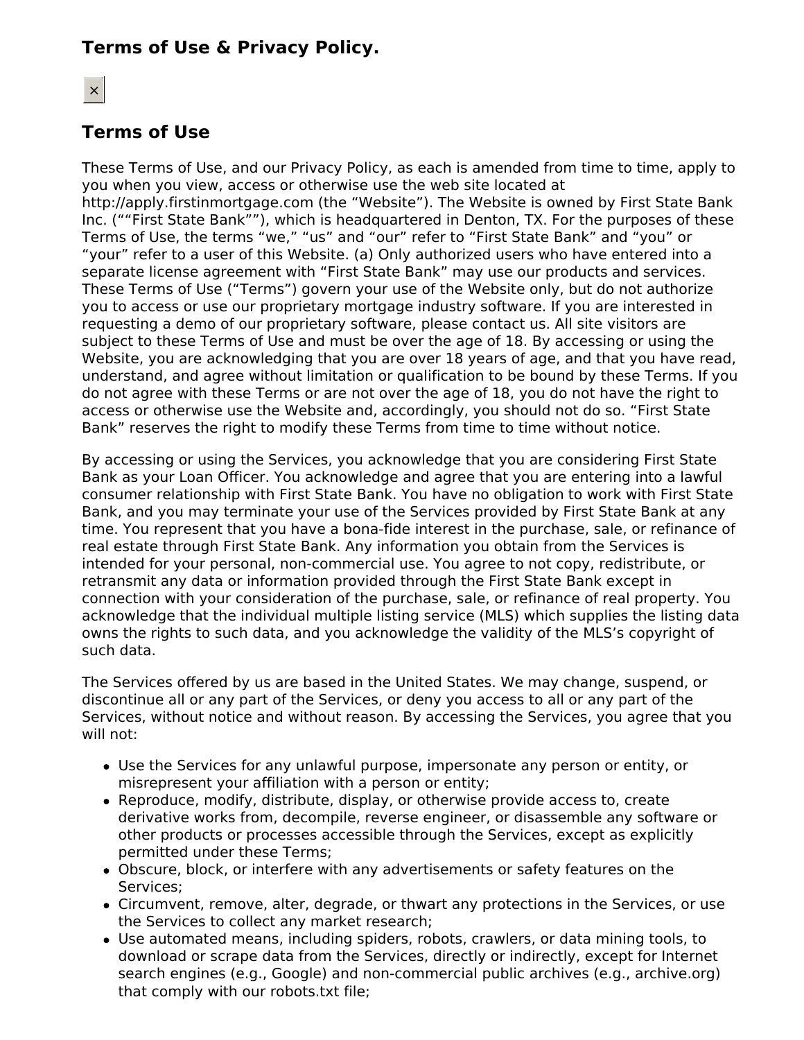## Terms of Use & Privacy Policy.

×

## Terms of Use

These Terms of Use, and our Privacy Policy, as each is amended from time to time, apply to you when you view, access or otherwise use the web site located at http://apply.firstinmortgage.com (the “Website”). The Website is owned by First State Bank Inc. (““First State Bank””), which is headquartered in Denton, TX. For the purposes of these Terms of Use, the terms “we,” “us” and “our” refer to “First State Bank” and “you” or “your” refer to a user of this Website. (a) Only authorized users who have entered into a separate license agreement with “First State Bank” may use our products and services. These Terms of Use (“Terms”) govern your use of the Website only, but do not authorize you to access or use our proprietary mortgage industry software. If you are interested in requesting a demo of our proprietary software, please contact us. All site visitors are subject to these Terms of Use and must be over the age of 18. By accessing or using the Website, you are acknowledging that you are over 18 years of age, and that you have read, understand, and agree without limitation or qualification to be bound by these Terms. If you do not agree with these Terms or are not over the age of 18, you do not have the right to access or otherwise use the Website and, accordingly, you should not do so. “First State Bank” reserves the right to modify these Terms from time to time without notice.

By accessing or using the Services, you acknowledge that you are considering First State Bank as your Loan Officer. You acknowledge and agree that you are entering into a lawful consumer relationship with First State Bank. You have no obligation to work with First State Bank, and you may terminate your use of the Services provided by First State Bank at any time. You represent that you have a bona-fide interest in the purchase, sale, or refinance of real estate through First State Bank. Any information you obtain from the Services is intended for your personal, non-commercial use. You agree to not copy, redistribute, or retransmit any data or information provided through the First State Bank except in connection with your consideration of the purchase, sale, or refinance of real property. You acknowledge that the individual multiple listing service (MLS) which supplies the listing data owns the rights to such data, and you acknowledge the validity of the MLS’s copyright of such data.

The Services offered by us are based in the United States. We may change, suspend, or discontinue all or any part of the Services, or deny you access to all or any part of the Services, without notice and without reason. By accessing the Services, you agree that you will not:

- Use the Services for any unlawful purpose, impersonate any person or entity, or misrepresent your affiliation with a person or entity;
- Reproduce, modify, distribute, display, or otherwise provide access to, create derivative works from, decompile, reverse engineer, or disassemble any software or other products or processes accessible through the Services, except as explicitly permitted under these Terms;
- Obscure, block, or interfere with any advertisements or safety features on the Services;
- Circumvent, remove, alter, degrade, or thwart any protections in the Services, or use the Services to collect any market research;
- Use automated means, including spiders, robots, crawlers, or data mining tools, to download or scrape data from the Services, directly or indirectly, except for Internet search engines (e.g., Google) and non-commercial public archives (e.g., archive.org) that comply with our robots.txt file;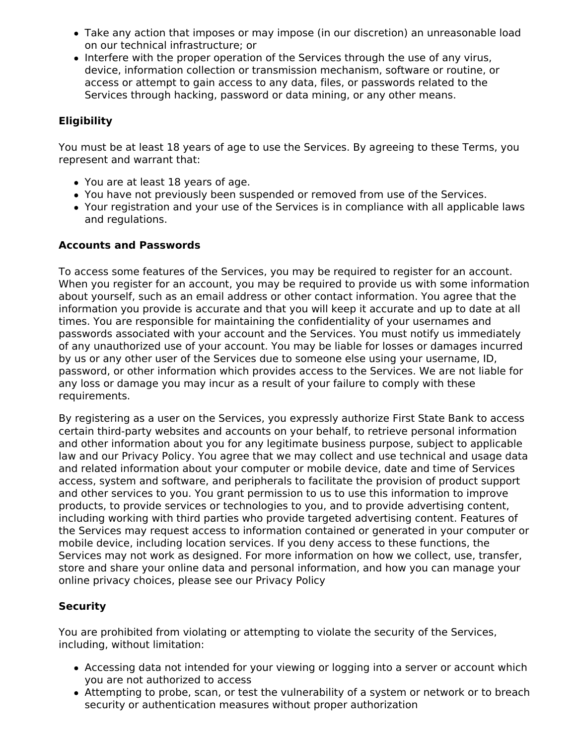- Take any action that imposes or may impose (in our discretion) an unreasonable load on our technical infrastructure; or
- Interfere with the proper operation of the Services through the use of any virus, device, information collection or transmission mechanism, software or routine, or access or attempt to gain access to any data, files, or passwords related to the Services through hacking, password or data mining, or any other means.

**Eligibility**

You must be at least 18 years of age to use the Services. By agreeing to these Terms, you represent and warrant that:

- You are at least 18 years of age.
- You have not previously been suspended or removed from use of the Services.
- Your registration and your use of the Services is in compliance with all applicable laws and regulations.

**Accounts and Passwords**

To access some features of the Services, you may be required to register for an account. When you register for an account, you may be required to provide us with some information about yourself, such as an email address or other contact information. You agree that the information you provide is accurate and that you will keep it accurate and up to date at all times. You are responsible for maintaining the confidentiality of your usernames and passwords associated with your account and the Services. You must notify us immediately of any unauthorized use of your account. You may be liable for losses or damages incurred by us or any other user of the Services due to someone else using your username, ID, password, or other information which provides access to the Services. We are not liable for any loss or damage you may incur as a result of your failure to comply with these requirements.

By registering as a user on the Services, you expressly authorize First State Bank to access certain third-party websites and accounts on your behalf, to retrieve personal information and other information about you for any legitimate business purpose, subject to applicable law and our Privacy Policy. You agree that we may collect and use technical and usage data and related information about your computer or mobile device, date and time of Services access, system and software, and peripherals to facilitate the provision of product support and other services to you. You grant permission to us to use this information to improve products, to provide services or technologies to you, and to provide advertising content, including working with third parties who provide targeted advertising content. Features of the Services may request access to information contained or generated in your computer or mobile device, including location services. If you deny access to these functions, the Services may not work as designed. For more information on how we collect, use, transfer, store and share your online data and personal information, and how you can manage your online privacy choices, please see our Privacy Policy

**Security**

You are prohibited from violating or attempting to violate the security of the Services, including, without limitation:

- Accessing data not intended for your viewing or logging into a server or account which you are not authorized to access
- Attempting to probe, scan, or test the vulnerability of a system or network or to breach security or authentication measures without proper authorization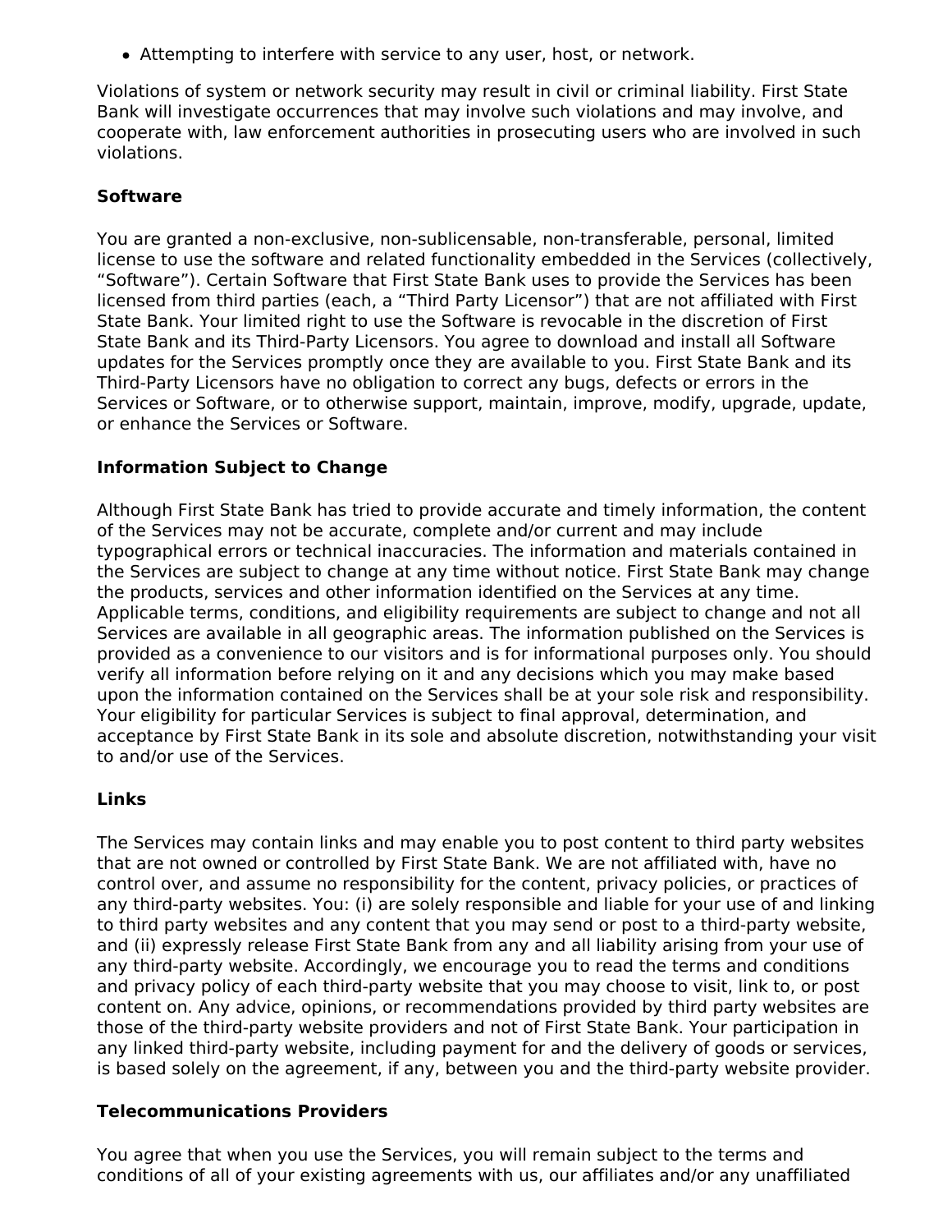- Attempting to interfere with service to any user, host, or network.

Violations of system or network security may result in civil or criminal liability. First State Bank will investigate occurrences that may involve such violations and may involve, and cooperate with, law enforcement authorities in prosecuting users who are involved in such violations.

**Software**

You are granted a non-exclusive, non-sublicensable, non-transferable, personal, limited license to use the software and related functionality embedded in the Services (collectively, "Software"). Certain Software that First State Bank uses to provide the Services has been licensed from third parties (each, a "Third Party Licensor") that are not affiliated with First State Bank. Your limited right to use the Software is revocable in the discretion of First State Bank and its Third-Party Licensors. You agree to download and install all Software updates for the Services promptly once they are available to you. First State Bank and its Third-Party Licensors have no obligation to correct any bugs, defects or errors in the Services or Software, or to otherwise support, maintain, improve, modify, upgrade, update, or enhance the Services or Software.

**Information Subject to Change**

Although First State Bank has tried to provide accurate and timely information, the content of the Services may not be accurate, complete and/or current and may include typographical errors or technical inaccuracies. The information and materials contained in the Services are subject to change at any time without notice. First State Bank may change the products, services and other information identified on the Services at any time. Applicable terms, conditions, and eligibility requirements are subject to change and not all Services are available in all geographic areas. The information published on the Services is provided as a convenience to our visitors and is for informational purposes only. You should verify all information before relying on it and any decisions which you may make based upon the information contained on the Services shall be at your sole risk and responsibility. Your eligibility for particular Services is subject to final approval, determination, and acceptance by First State Bank in its sole and absolute discretion, notwithstanding your visit to and/or use of the Services.

**Links**

The Services may contain links and may enable you to post content to third party websites that are not owned or controlled by First State Bank. We are not affiliated with, have no control over, and assume no responsibility for the content, privacy policies, or practices of any third-party websites. You: (i) are solely responsible and liable for your use of and linking to third party websites and any content that you may send or post to a third-party website, and (ii) expressly release First State Bank from any and all liability arising from your use of any third-party website. Accordingly, we encourage you to read the terms and conditions and privacy policy of each third-party website that you may choose to visit, link to, or post content on. Any advice, opinions, or recommendations provided by third party websites are those of the third-party website providers and not of First State Bank. Your participation in any linked third-party website, including payment for and the delivery of goods or services, is based solely on the agreement, if any, between you and the third-party website provider.

**Telecommunications Providers**

You agree that when you use the Services, you will remain subject to the terms and conditions of all of your existing agreements with us, our affiliates and/or any unaffiliated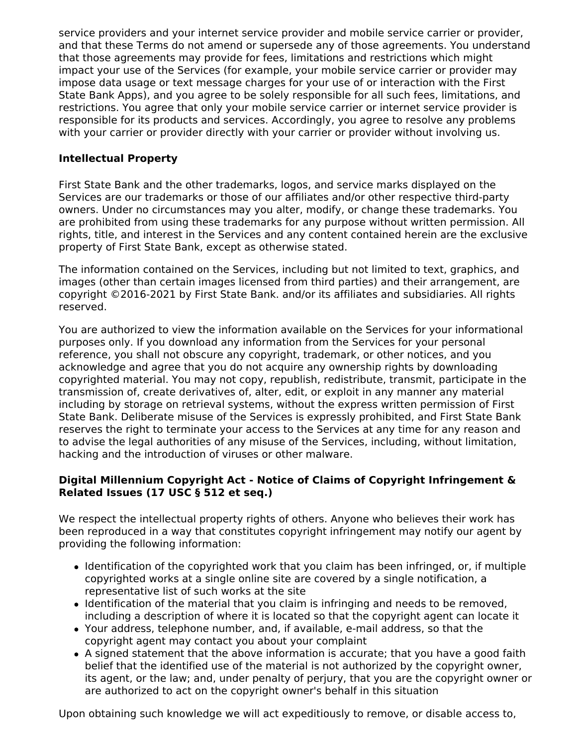service providers and your internet service provider and mobile service carrier or provider, and that these Terms do not amend or supersede any of those agreements. You understand that those agreements may provide for fees, limitations and restrictions which might impact your use of the Services (for example, your mobile service carrier or provider may impose data usage or text message charges for your use of or interaction with the First State Bank Apps), and you agree to be solely responsible for all such fees, limitations, and restrictions. You agree that only your mobile service carrier or internet service provider is responsible for its products and services. Accordingly, you agree to resolve any problems with your carrier or provider directly with your carrier or provider without involving us.

**Intellectual Property**

First State Bank and the other trademarks, logos, and service marks displayed on the Services are our trademarks or those of our affiliates and/or other respective third-party owners. Under no circumstances may you alter, modify, or change these trademarks. You are prohibited from using these trademarks for any purpose without written permission. All rights, title, and interest in the Services and any content contained herein are the exclusive property of First State Bank, except as otherwise stated.

The information contained on the Services, including but not limited to text, graphics, and images (other than certain images licensed from third parties) and their arrangement, are copyright ©2016-2021 by First State Bank. and/or its affiliates and subsidiaries. All rights reserved.

You are authorized to view the information available on the Services for your informational purposes only. If you download any information from the Services for your personal reference, you shall not obscure any copyright, trademark, or other notices, and you acknowledge and agree that you do not acquire any ownership rights by downloading copyrighted material. You may not copy, republish, redistribute, transmit, participate in the transmission of, create derivatives of, alter, edit, or exploit in any manner any material including by storage on retrieval systems, without the express written permission of First State Bank. Deliberate misuse of the Services is expressly prohibited, and First State Bank reserves the right to terminate your access to the Services at any time for any reason and to advise the legal authorities of any misuse of the Services, including, without limitation, hacking and the introduction of viruses or other malware.

**Digital Millennium Copyright Act - Notice of Claims of Copyright Infringement & Related Issues (17 USC § 512 et seq.)**

We respect the intellectual property rights of others. Anyone who believes their work has been reproduced in a way that constitutes copyright infringement may notify our agent by providing the following information:

- Identification of the copyrighted work that you claim has been infringed, or, if multiple copyrighted works at a single online site are covered by a single notification, a representative list of such works at the site
- Identification of the material that you claim is infringing and needs to be removed, including a description of where it is located so that the copyright agent can locate it
- Your address, telephone number, and, if available, e-mail address, so that the copyright agent may contact you about your complaint
- A signed statement that the above information is accurate; that you have a good faith belief that the identified use of the material is not authorized by the copyright owner, its agent, or the law; and, under penalty of perjury, that you are the copyright owner or are authorized to act on the copyright owner's behalf in this situation

Upon obtaining such knowledge we will act expeditiously to remove, or disable access to,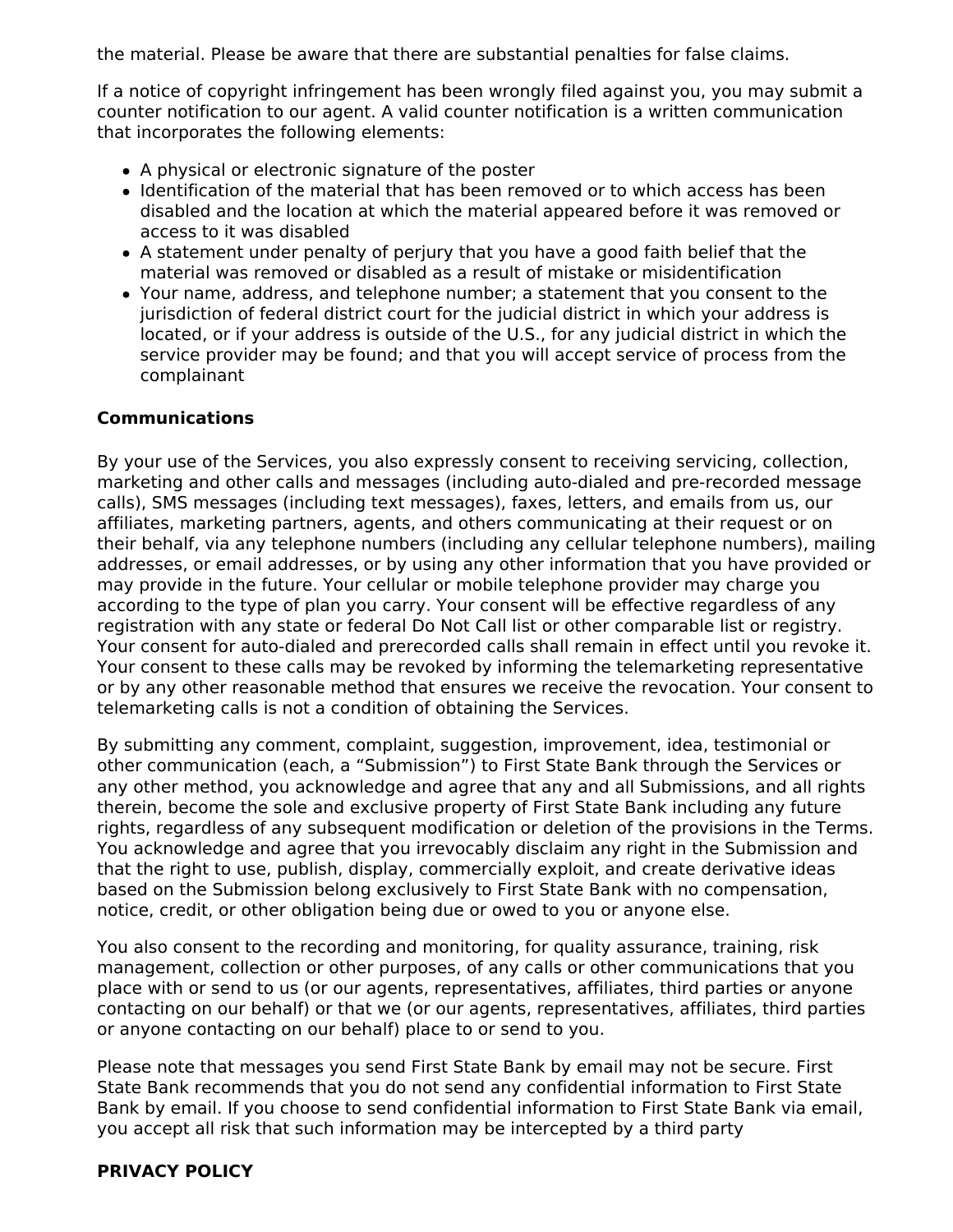the material. Please be aware that there are substantial penalties for false claims.

If a notice of copyright infringement has been wrongly filed against you, you may submit a counter notification to our agent. A valid counter notification is a written communication that incorporates the following elements:

- A physical or electronic signature of the poster
- Identification of the material that has been removed or to which access has been disabled and the location at which the material appeared before it was removed or access to it was disabled
- A statement under penalty of perjury that you have a good faith belief that the material was removed or disabled as a result of mistake or misidentification
- Your name, address, and telephone number; a statement that you consent to the jurisdiction of federal district court for the judicial district in which your address is located, or if your address is outside of the U.S., for any judicial district in which the service provider may be found; and that you will accept service of process from the complainant

**Communications**

By your use of the Services, you also expressly consent to receiving servicing, collection, marketing and other calls and messages (including auto-dialed and pre-recorded message calls), SMS messages (including text messages), faxes, letters, and emails from us, our affiliates, marketing partners, agents, and others communicating at their request or on their behalf, via any telephone numbers (including any cellular telephone numbers), mailing addresses, or email addresses, or by using any other information that you have provided or may provide in the future. Your cellular or mobile telephone provider may charge you according to the type of plan you carry. Your consent will be effective regardless of any registration with any state or federal Do Not Call list or other comparable list or registry. Your consent for auto-dialed and prerecorded calls shall remain in effect until you revoke it. Your consent to these calls may be revoked by informing the telemarketing representative or by any other reasonable method that ensures we receive the revocation. Your consent to telemarketing calls is not a condition of obtaining the Services.

By submitting any comment, complaint, suggestion, improvement, idea, testimonial or other communication (each, a "Submission") to First State Bank through the Services or any other method, you acknowledge and agree that any and all Submissions, and all rights therein, become the sole and exclusive property of First State Bank including any future rights, regardless of any subsequent modification or deletion of the provisions in the Terms. You acknowledge and agree that you irrevocably disclaim any right in the Submission and that the right to use, publish, display, commercially exploit, and create derivative ideas based on the Submission belong exclusively to First State Bank with no compensation, notice, credit, or other obligation being due or owed to you or anyone else.

You also consent to the recording and monitoring, for quality assurance, training, risk management, collection or other purposes, of any calls or other communications that you place with or send to us (or our agents, representatives, affiliates, third parties or anyone contacting on our behalf) or that we (or our agents, representatives, affiliates, third parties or anyone contacting on our behalf) place to or send to you.

Please note that messages you send First State Bank by email may not be secure. First State Bank recommends that you do not send any confidential information to First State Bank by email. If you choose to send confidential information to First State Bank via email, you accept all risk that such information may be intercepted by a third party

**PRIVACY POLICY**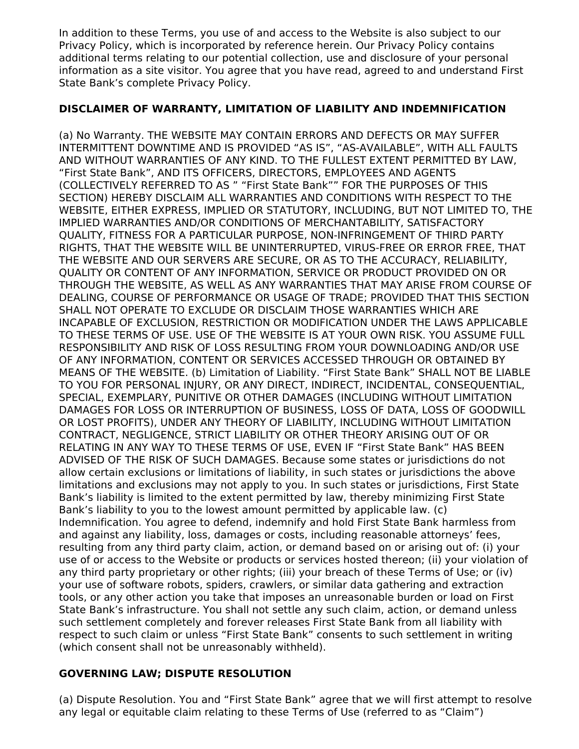In addition to these Terms, you use of and access to the Website is also subject to our Privacy Policy, which is incorporated by reference herein. Our Privacy Policy contains additional terms relating to our potential collection, use and disclosure of your personal information as a site visitor. You agree that you have read, agreed to and understand First State Bank's complete Privacy Policy.

## DISCLAIMER OF WARRANTY, LIMITATION OF LIABILITY AND INDEMNIFICATION

(a) No Warranty. THE WEBSITE MAY CONTAIN ERRORS AND DEFECTS OR MAY SUFFER INTERMITTENT DOWNTIME AND IS PROVIDED "AS IS", "AS-AVAILABLE", WITH ALL FAULTS AND WITHOUT WARRANTIES OF ANY KIND. TO THE FULLEST EXTENT PERMITTED BY LAW, "First State Bank", AND ITS OFFICERS, DIRECTORS, EMPLOYEES AND AGENTS (COLLECTIVELY REFERRED TO AS " "First State Bank"" FOR THE PURPOSES OF THIS SECTION) HEREBY DISCLAIM ALL WARRANTIES AND CONDITIONS WITH RESPECT TO THE WEBSITE, EITHER EXPRESS, IMPLIED OR STATUTORY, INCLUDING, BUT NOT LIMITED TO, THE IMPLIED WARRANTIES AND/OR CONDITIONS OF MERCHANTABILITY, SATISFACTORY QUALITY, FITNESS FOR A PARTICULAR PURPOSE, NON-INFRINGEMENT OF THIRD PARTY RIGHTS, THAT THE WEBSITE WILL BE UNINTERRUPTED, VIRUS-FREE OR ERROR FREE, THAT THE WEBSITE AND OUR SERVERS ARE SECURE, OR AS TO THE ACCURACY, RELIABILITY, QUALITY OR CONTENT OF ANY INFORMATION, SERVICE OR PRODUCT PROVIDED ON OR THROUGH THE WEBSITE, AS WELL AS ANY WARRANTIES THAT MAY ARISE FROM COURSE OF DEALING, COURSE OF PERFORMANCE OR USAGE OF TRADE; PROVIDED THAT THIS SECTION SHALL NOT OPERATE TO EXCLUDE OR DISCLAIM THOSE WARRANTIES WHICH ARE INCAPABLE OF EXCLUSION, RESTRICTION OR MODIFICATION UNDER THE LAWS APPLICABLE TO THESE TERMS OF USE. USE OF THE WEBSITE IS AT YOUR OWN RISK. YOU ASSUME FULL RESPONSIBILITY AND RISK OF LOSS RESULTING FROM YOUR DOWNLOADING AND/OR USE OF ANY INFORMATION, CONTENT OR SERVICES ACCESSED THROUGH OR OBTAINED BY MEANS OF THE WEBSITE. (b) Limitation of Liability. "First State Bank" SHALL NOT BE LIABLE TO YOU FOR PERSONAL INJURY, OR ANY DIRECT, INDIRECT, INCIDENTAL, CONSEQUENTIAL, SPECIAL, EXEMPLARY, PUNITIVE OR OTHER DAMAGES (INCLUDING WITHOUT LIMITATION DAMAGES FOR LOSS OR INTERRUPTION OF BUSINESS, LOSS OF DATA, LOSS OF GOODWILL OR LOST PROFITS), UNDER ANY THEORY OF LIABILITY, INCLUDING WITHOUT LIMITATION CONTRACT, NEGLIGENCE, STRICT LIABILITY OR OTHER THEORY ARISING OUT OF OR RELATING IN ANY WAY TO THESE TERMS OF USE, EVEN IF "First State Bank" HAS BEEN ADVISED OF THE RISK OF SUCH DAMAGES. Because some states or jurisdictions do not allow certain exclusions or limitations of liability, in such states or jurisdictions the above limitations and exclusions may not apply to you. In such states or jurisdictions, First State Bank's liability is limited to the extent permitted by law, thereby minimizing First State Bank's liability to you to the lowest amount permitted by applicable law. (c) Indemnification. You agree to defend, indemnify and hold First State Bank harmless from and against any liability, loss, damages or costs, including reasonable attorneys' fees, resulting from any third party claim, action, or demand based on or arising out of: (i) your use of or access to the Website or products or services hosted thereon; (ii) your violation of any third party proprietary or other rights; (iii) your breach of these Terms of Use; or (iv) your use of software robots, spiders, crawlers, or similar data gathering and extraction tools, or any other action you take that imposes an unreasonable burden or load on First State Bank's infrastructure. You shall not settle any such claim, action, or demand unless such settlement completely and forever releases First State Bank from all liability with respect to such claim or unless "First State Bank" consents to such settlement in writing (which consent shall not be unreasonably withheld).

## GOVERNING LAW; DISPUTE RESOLUTION

(a) Dispute Resolution. You and "First State Bank" agree that we will first attempt to resolve any legal or equitable claim relating to these Terms of Use (referred to as "Claim")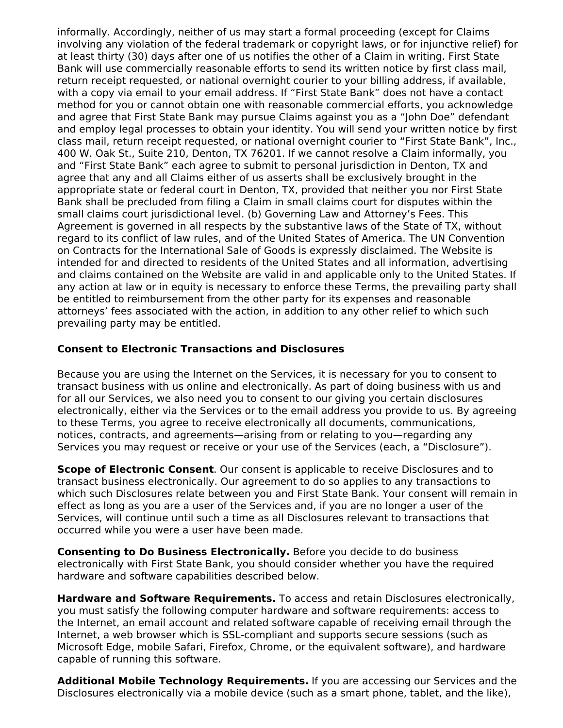informally. Accordingly, neither of us may start a formal proceeding (except for Claims involving any violation of the federal trademark or copyright laws, or for injunctive relief) for at least thirty (30) days after one of us notifies the other of a Claim in writing. First State Bank will use commercially reasonable efforts to send its written notice by first class mail, return receipt requested, or national overnight courier to your billing address, if available, with a copy via email to your email address. If “First State Bank” does not have a contact method for you or cannot obtain one with reasonable commercial efforts, you acknowledge and agree that First State Bank may pursue Claims against you as a “John Doe” defendant and employ legal processes to obtain your identity. You will send your written notice by first class mail, return receipt requested, or national overnight courier to “First State Bank”, Inc., 400 W. Oak St., Suite 210, Denton, TX 76201. If we cannot resolve a Claim informally, you and “First State Bank” each agree to submit to personal jurisdiction in Denton, TX and agree that any and all Claims either of us asserts shall be exclusively brought in the appropriate state or federal court in Denton, TX, provided that neither you nor First State Bank shall be precluded from filing a Claim in small claims court for disputes within the small claims court jurisdictional level. (b) Governing Law and Attorney’s Fees. This Agreement is governed in all respects by the substantive laws of the State of TX, without regard to its conflict of law rules, and of the United States of America. The UN Convention on Contracts for the International Sale of Goods is expressly disclaimed. The Website is intended for and directed to residents of the United States and all information, advertising and claims contained on the Website are valid in and applicable only to the United States. If any action at law or in equity is necessary to enforce these Terms, the prevailing party shall be entitled to reimbursement from the other party for its expenses and reasonable attorneys’ fees associated with the action, in addition to any other relief to which such prevailing party may be entitled.

**Consent to Electronic Transactions and Disclosures**

Because you are using the Internet on the Services, it is necessary for you to consent to transact business with us online and electronically. As part of doing business with us and for all our Services, we also need you to consent to our giving you certain disclosures electronically, either via the Services or to the email address you provide to us. By agreeing to these Terms, you agree to receive electronically all documents, communications, notices, contracts, and agreements—arising from or relating to you—regarding any Services you may request or receive or your use of the Services (each, a “Disclosure”).

**Scope of Electronic Consent**. Our consent is applicable to receive Disclosures and to transact business electronically. Our agreement to do so applies to any transactions to which such Disclosures relate between you and First State Bank. Your consent will remain in effect as long as you are a user of the Services and, if you are no longer a user of the Services, will continue until such a time as all Disclosures relevant to transactions that occurred while you were a user have been made.

**Consenting to Do Business Electronically.** Before you decide to do business electronically with First State Bank, you should consider whether you have the required hardware and software capabilities described below.

**Hardware and Software Requirements.** To access and retain Disclosures electronically, you must satisfy the following computer hardware and software requirements: access to the Internet, an email account and related software capable of receiving email through the Internet, a web browser which is SSL-compliant and supports secure sessions (such as Microsoft Edge, mobile Safari, Firefox, Chrome, or the equivalent software), and hardware capable of running this software.

**Additional Mobile Technology Requirements.** If you are accessing our Services and the Disclosures electronically via a mobile device (such as a smart phone, tablet, and the like),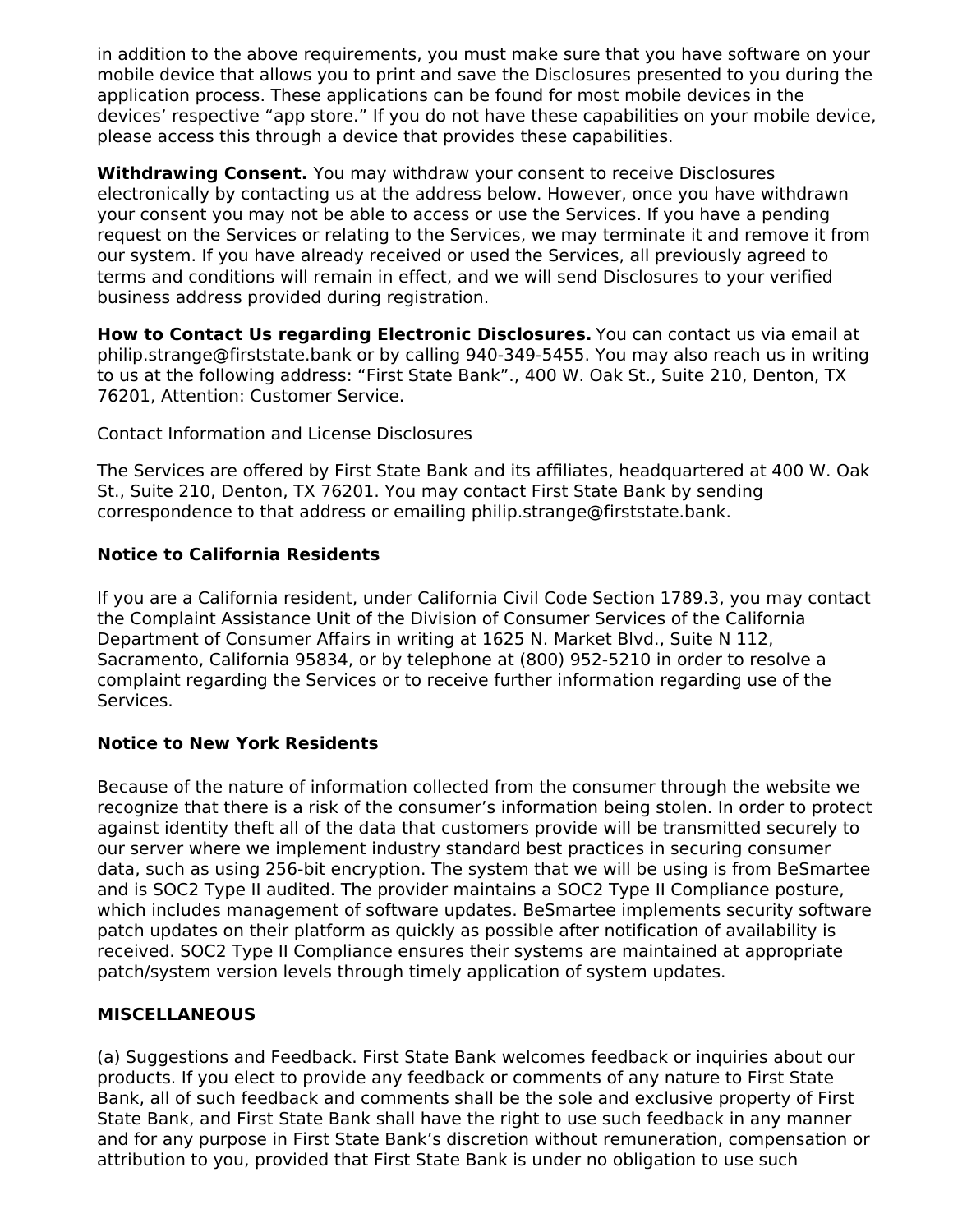in addition to the above requirements, you must make sure that you have software on your mobile device that allows you to print and save the Disclosures presented to you during the application process. These applications can be found for most mobile devices in the devices' respective "app store." If you do not have these capabilities on your mobile device, please access this through a device that provides these capabilities.

**Withdrawing Consent.** You may withdraw your consent to receive Disclosures electronically by contacting us at the address below. However, once you have withdrawn your consent you may not be able to access or use the Services. If you have a pending request on the Services or relating to the Services, we may terminate it and remove it from our system. If you have already received or used the Services, all previously agreed to terms and conditions will remain in effect, and we will send Disclosures to your verified business address provided during registration.

**How to Contact Us regarding Electronic Disclosures.** You can contact us via email at philip.strange@firststate.bank or by calling 940-349-5455. You may also reach us in writing to us at the following address: "First State Bank"., 400 W. Oak St., Suite 210, Denton, TX 76201, Attention: Customer Service.

Contact Information and License Disclosures

The Services are offered by First State Bank and its affiliates, headquartered at 400 W. Oak St., Suite 210, Denton, TX 76201. You may contact First State Bank by sending correspondence to that address or emailing philip.strange@firststate.bank.

**Notice to California Residents**

If you are a California resident, under California Civil Code Section 1789.3, you may contact the Complaint Assistance Unit of the Division of Consumer Services of the California Department of Consumer Affairs in writing at 1625 N. Market Blvd., Suite N 112, Sacramento, California 95834, or by telephone at (800) 952-5210 in order to resolve a complaint regarding the Services or to receive further information regarding use of the Services.

**Notice to New York Residents**

Because of the nature of information collected from the consumer through the website we recognize that there is a risk of the consumer's information being stolen. In order to protect against identity theft all of the data that customers provide will be transmitted securely to our server where we implement industry standard best practices in securing consumer data, such as using 256-bit encryption. The system that we will be using is from BeSmartee and is SOC2 Type II audited. The provider maintains a SOC2 Type II Compliance posture, which includes management of software updates. BeSmartee implements security software patch updates on their platform as quickly as possible after notification of availability is received. SOC2 Type II Compliance ensures their systems are maintained at appropriate patch/system version levels through timely application of system updates.

**MISCELLANEOUS**

(a) Suggestions and Feedback. First State Bank welcomes feedback or inquiries about our products. If you elect to provide any feedback or comments of any nature to First State Bank, all of such feedback and comments shall be the sole and exclusive property of First State Bank, and First State Bank shall have the right to use such feedback in any manner and for any purpose in First State Bank's discretion without remuneration, compensation or attribution to you, provided that First State Bank is under no obligation to use such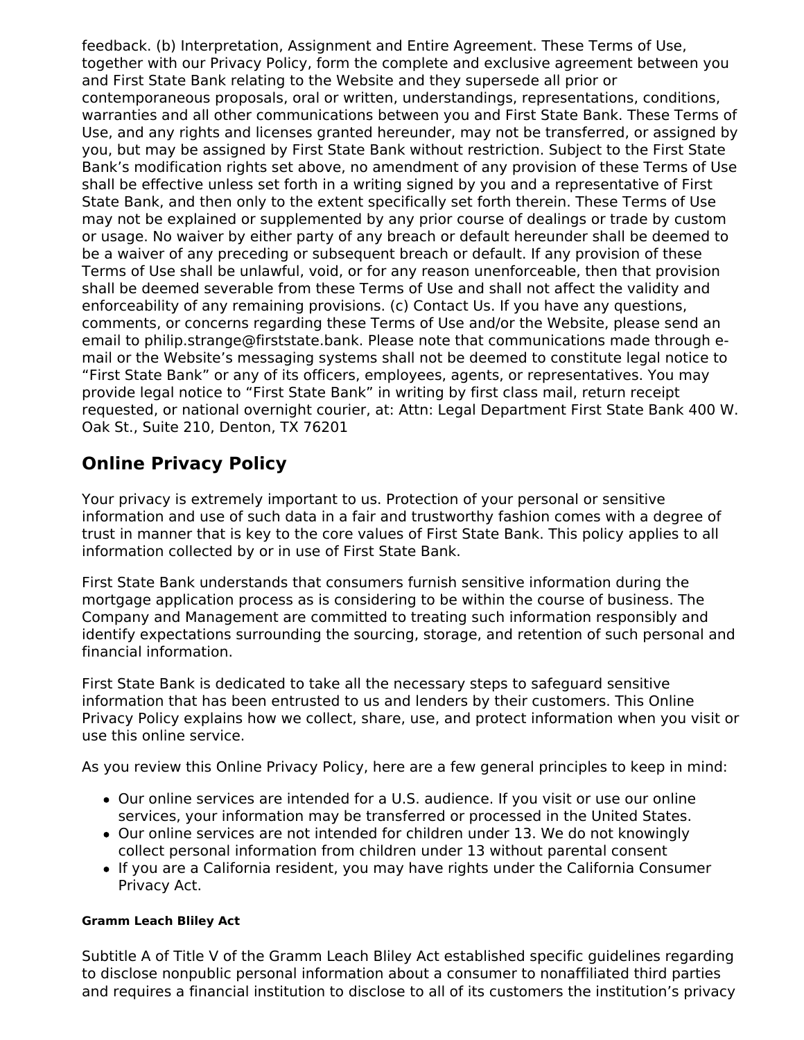feedback. (b) Interpretation, Assignment and Entire Agreement. These Terms of Use, together with our Privacy Policy, form the complete and exclusive agreement between you and First State Bank relating to the Website and they supersede all prior or contemporaneous proposals, oral or written, understandings, representations, conditions, warranties and all other communications between you and First State Bank. These Terms of Use, and any rights and licenses granted hereunder, may not be transferred, or assigned by you, but may be assigned by First State Bank without restriction. Subject to the First State Bank's modification rights set above, no amendment of any provision of these Terms of Use shall be effective unless set forth in a writing signed by you and a representative of First State Bank, and then only to the extent specifically set forth therein. These Terms of Use may not be explained or supplemented by any prior course of dealings or trade by custom or usage. No waiver by either party of any breach or default hereunder shall be deemed to be a waiver of any preceding or subsequent breach or default. If any provision of these Terms of Use shall be unlawful, void, or for any reason unenforceable, then that provision shall be deemed severable from these Terms of Use and shall not affect the validity and enforceability of any remaining provisions. (c) Contact Us. If you have any questions, comments, or concerns regarding these Terms of Use and/or the Website, please send an email to philip.strange@firststate.bank. Please note that communications made through e-mail or the Website's messaging systems shall not be deemed to constitute legal notice to "First State Bank" or any of its officers, employees, agents, or representatives. You may provide legal notice to "First State Bank" in writing by first class mail, return receipt requested, or national overnight courier, at: Attn: Legal Department First State Bank 400 W. Oak St., Suite 210, Denton, TX 76201

## Online Privacy Policy

Your privacy is extremely important to us. Protection of your personal or sensitive information and use of such data in a fair and trustworthy fashion comes with a degree of trust in manner that is key to the core values of First State Bank. This policy applies to all information collected by or in use of First State Bank.

First State Bank understands that consumers furnish sensitive information during the mortgage application process as is considering to be within the course of business. The Company and Management are committed to treating such information responsibly and identify expectations surrounding the sourcing, storage, and retention of such personal and financial information.

First State Bank is dedicated to take all the necessary steps to safeguard sensitive information that has been entrusted to us and lenders by their customers. This Online Privacy Policy explains how we collect, share, use, and protect information when you visit or use this online service.

As you review this Online Privacy Policy, here are a few general principles to keep in mind:

- Our online services are intended for a U.S. audience. If you visit or use our online services, your information may be transferred or processed in the United States.
- Our online services are not intended for children under 13. We do not knowingly collect personal information from children under 13 without parental consent
- If you are a California resident, you may have rights under the California Consumer Privacy Act.

#### Gramm Leach Bliley Act

Subtitle A of Title V of the Gramm Leach Bliley Act established specific guidelines regarding to disclose nonpublic personal information about a consumer to nonaffiliated third parties and requires a financial institution to disclose to all of its customers the institution's privacy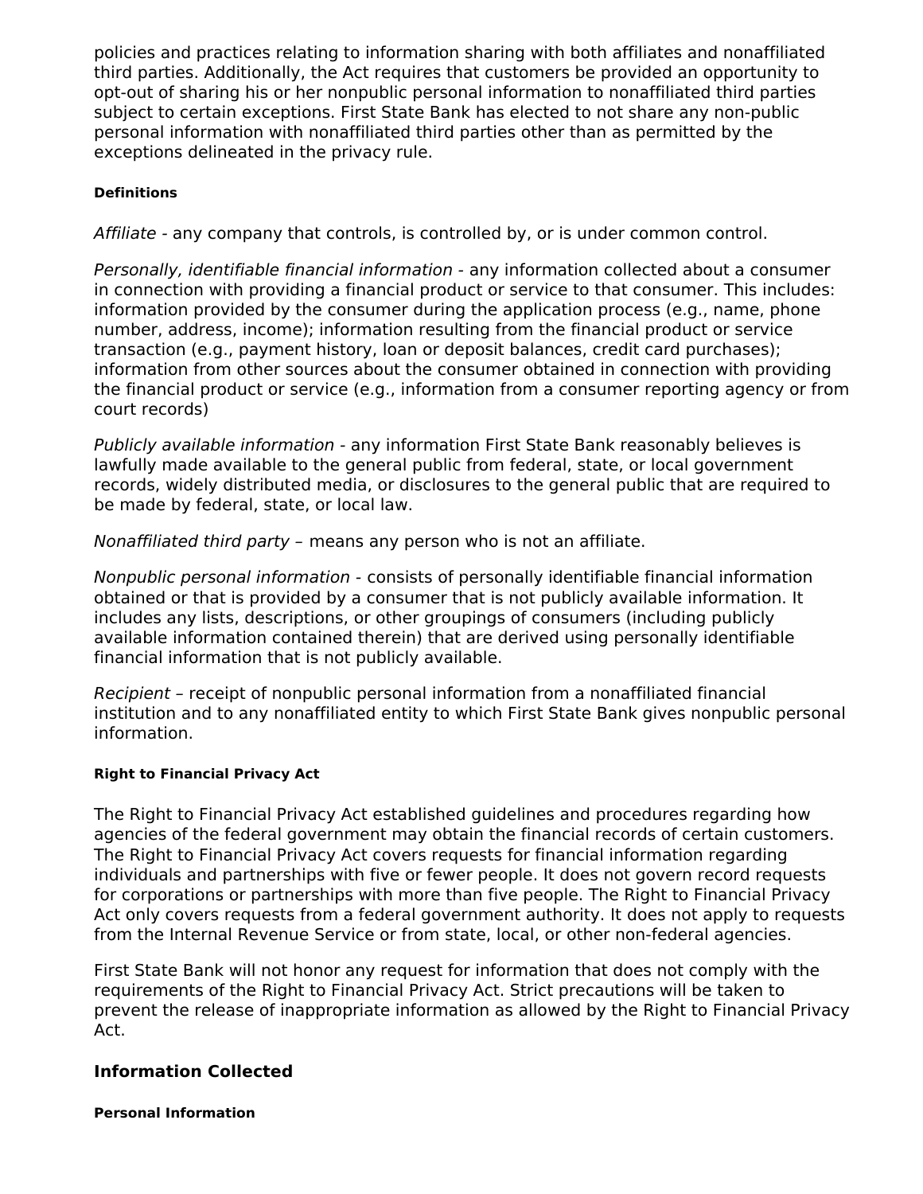policies and practices relating to information sharing with both affiliates and nonaffiliated third parties. Additionally, the Act requires that customers be provided an opportunity to opt-out of sharing his or her nonpublic personal information to nonaffiliated third parties subject to certain exceptions. First State Bank has elected to not share any non-public personal information with nonaffiliated third parties other than as permitted by the exceptions delineated in the privacy rule.

#### Definitions

*Affiliate* - any company that controls, is controlled by, or is under common control.

*Personally, identifiable financial information* - any information collected about a consumer in connection with providing a financial product or service to that consumer. This includes: information provided by the consumer during the application process (e.g., name, phone number, address, income); information resulting from the financial product or service transaction (e.g., payment history, loan or deposit balances, credit card purchases); information from other sources about the consumer obtained in connection with providing the financial product or service (e.g., information from a consumer reporting agency or from court records)

*Publicly available information* - any information First State Bank reasonably believes is lawfully made available to the general public from federal, state, or local government records, widely distributed media, or disclosures to the general public that are required to be made by federal, state, or local law.

*Nonaffiliated third party* – means any person who is not an affiliate.

*Nonpublic personal information* - consists of personally identifiable financial information obtained or that is provided by a consumer that is not publicly available information. It includes any lists, descriptions, or other groupings of consumers (including publicly available information contained therein) that are derived using personally identifiable financial information that is not publicly available.

*Recipient* – receipt of nonpublic personal information from a nonaffiliated financial institution and to any nonaffiliated entity to which First State Bank gives nonpublic personal information.

#### Right to Financial Privacy Act

The Right to Financial Privacy Act established guidelines and procedures regarding how agencies of the federal government may obtain the financial records of certain customers. The Right to Financial Privacy Act covers requests for financial information regarding individuals and partnerships with five or fewer people. It does not govern record requests for corporations or partnerships with more than five people. The Right to Financial Privacy Act only covers requests from a federal government authority. It does not apply to requests from the Internal Revenue Service or from state, local, or other non-federal agencies.

First State Bank will not honor any request for information that does not comply with the requirements of the Right to Financial Privacy Act. Strict precautions will be taken to prevent the release of inappropriate information as allowed by the Right to Financial Privacy Act.

## Information Collected

#### Personal Information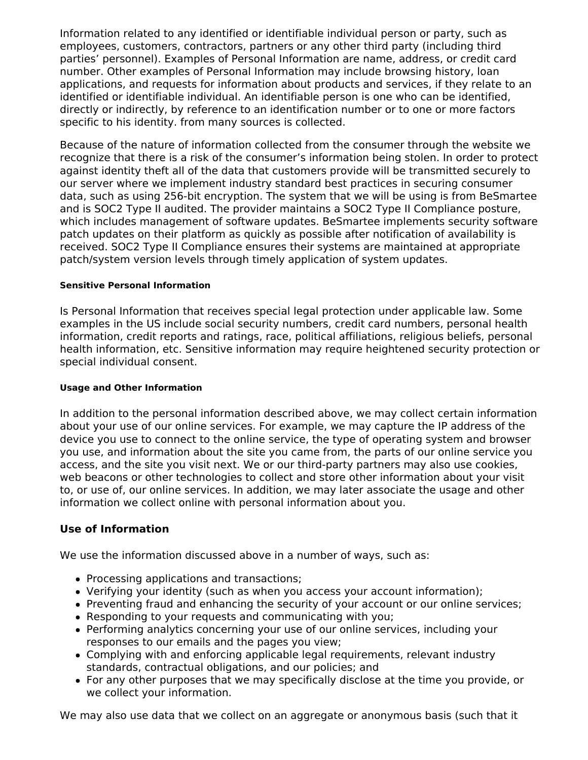Information related to any identified or identifiable individual person or party, such as employees, customers, contractors, partners or any other third party (including third parties' personnel). Examples of Personal Information are name, address, or credit card number. Other examples of Personal Information may include browsing history, loan applications, and requests for information about products and services, if they relate to an identified or identifiable individual. An identifiable person is one who can be identified, directly or indirectly, by reference to an identification number or to one or more factors specific to his identity. from many sources is collected.

Because of the nature of information collected from the consumer through the website we recognize that there is a risk of the consumer's information being stolen. In order to protect against identity theft all of the data that customers provide will be transmitted securely to our server where we implement industry standard best practices in securing consumer data, such as using 256-bit encryption. The system that we will be using is from BeSmartee and is SOC2 Type II audited. The provider maintains a SOC2 Type II Compliance posture, which includes management of software updates. BeSmartee implements security software patch updates on their platform as quickly as possible after notification of availability is received. SOC2 Type II Compliance ensures their systems are maintained at appropriate patch/system version levels through timely application of system updates.

#### Sensitive Personal Information

Is Personal Information that receives special legal protection under applicable law. Some examples in the US include social security numbers, credit card numbers, personal health information, credit reports and ratings, race, political affiliations, religious beliefs, personal health information, etc. Sensitive information may require heightened security protection or special individual consent.

#### Usage and Other Information

In addition to the personal information described above, we may collect certain information about your use of our online services. For example, we may capture the IP address of the device you use to connect to the online service, the type of operating system and browser you use, and information about the site you came from, the parts of our online service you access, and the site you visit next. We or our third-party partners may also use cookies, web beacons or other technologies to collect and store other information about your visit to, or use of, our online services. In addition, we may later associate the usage and other information we collect online with personal information about you.

### Use of Information

We use the information discussed above in a number of ways, such as:

- Processing applications and transactions;
- Verifying your identity (such as when you access your account information);
- Preventing fraud and enhancing the security of your account or our online services;
- Responding to your requests and communicating with you;
- Performing analytics concerning your use of our online services, including your responses to our emails and the pages you view;
- Complying with and enforcing applicable legal requirements, relevant industry standards, contractual obligations, and our policies; and
- For any other purposes that we may specifically disclose at the time you provide, or we collect your information.

We may also use data that we collect on an aggregate or anonymous basis (such that it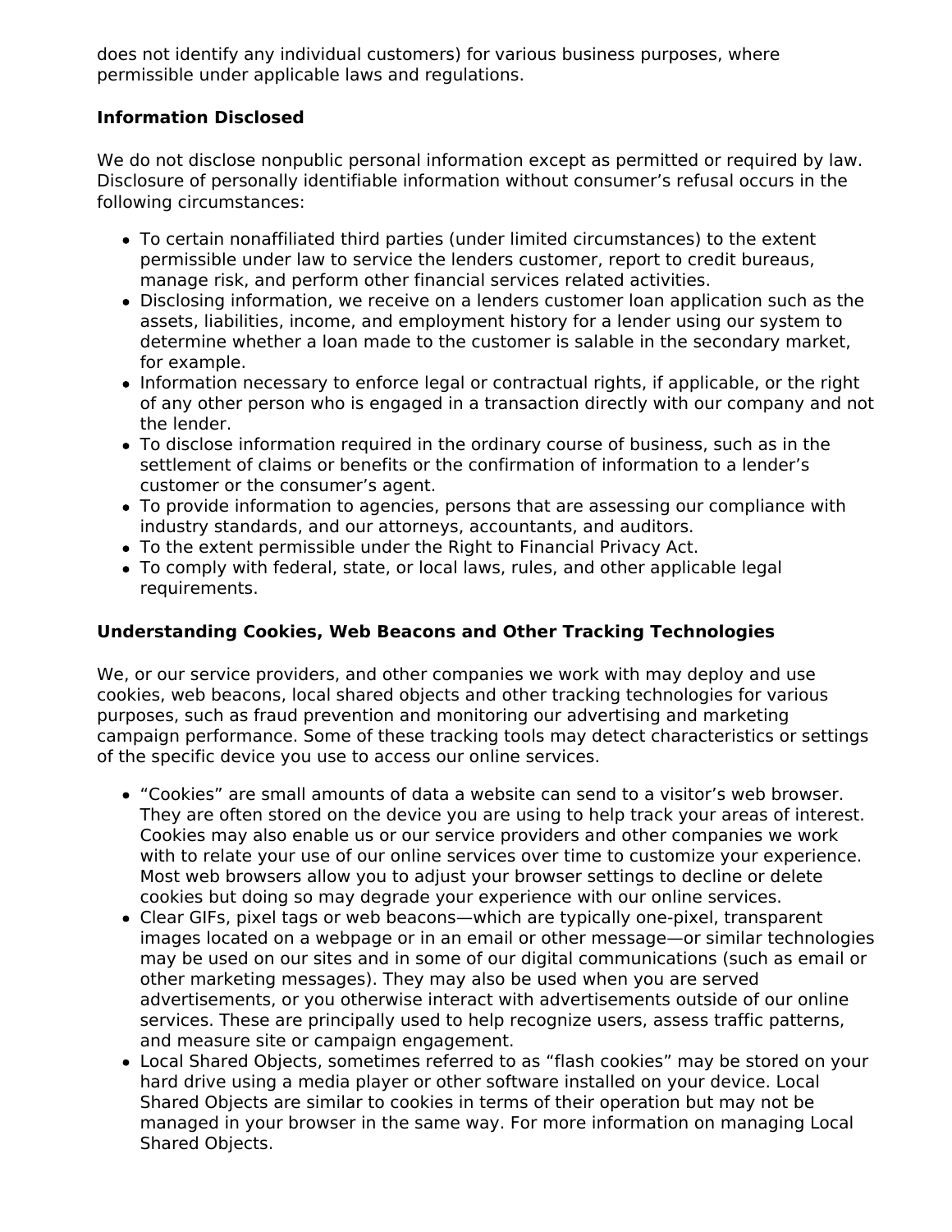does not identify any individual customers) for various business purposes, where permissible under applicable laws and regulations.

**Information Disclosed**

We do not disclose nonpublic personal information except as permitted or required by law. Disclosure of personally identifiable information without consumer's refusal occurs in the following circumstances:

- To certain nonaffiliated third parties (under limited circumstances) to the extent permissible under law to service the lenders customer, report to credit bureaus, manage risk, and perform other financial services related activities.
- Disclosing information, we receive on a lenders customer loan application such as the assets, liabilities, income, and employment history for a lender using our system to determine whether a loan made to the customer is salable in the secondary market, for example.
- Information necessary to enforce legal or contractual rights, if applicable, or the right of any other person who is engaged in a transaction directly with our company and not the lender.
- To disclose information required in the ordinary course of business, such as in the settlement of claims or benefits or the confirmation of information to a lender's customer or the consumer's agent.
- To provide information to agencies, persons that are assessing our compliance with industry standards, and our attorneys, accountants, and auditors.
- To the extent permissible under the Right to Financial Privacy Act.
- To comply with federal, state, or local laws, rules, and other applicable legal requirements.

**Understanding Cookies, Web Beacons and Other Tracking Technologies**

We, or our service providers, and other companies we work with may deploy and use cookies, web beacons, local shared objects and other tracking technologies for various purposes, such as fraud prevention and monitoring our advertising and marketing campaign performance. Some of these tracking tools may detect characteristics or settings of the specific device you use to access our online services.

- "Cookies" are small amounts of data a website can send to a visitor's web browser. They are often stored on the device you are using to help track your areas of interest. Cookies may also enable us or our service providers and other companies we work with to relate your use of our online services over time to customize your experience. Most web browsers allow you to adjust your browser settings to decline or delete cookies but doing so may degrade your experience with our online services.
- Clear GIFs, pixel tags or web beacons—which are typically one-pixel, transparent images located on a webpage or in an email or other message—or similar technologies may be used on our sites and in some of our digital communications (such as email or other marketing messages). They may also be used when you are served advertisements, or you otherwise interact with advertisements outside of our online services. These are principally used to help recognize users, assess traffic patterns, and measure site or campaign engagement.
- Local Shared Objects, sometimes referred to as "flash cookies" may be stored on your hard drive using a media player or other software installed on your device. Local Shared Objects are similar to cookies in terms of their operation but may not be managed in your browser in the same way. For more information on managing Local Shared Objects.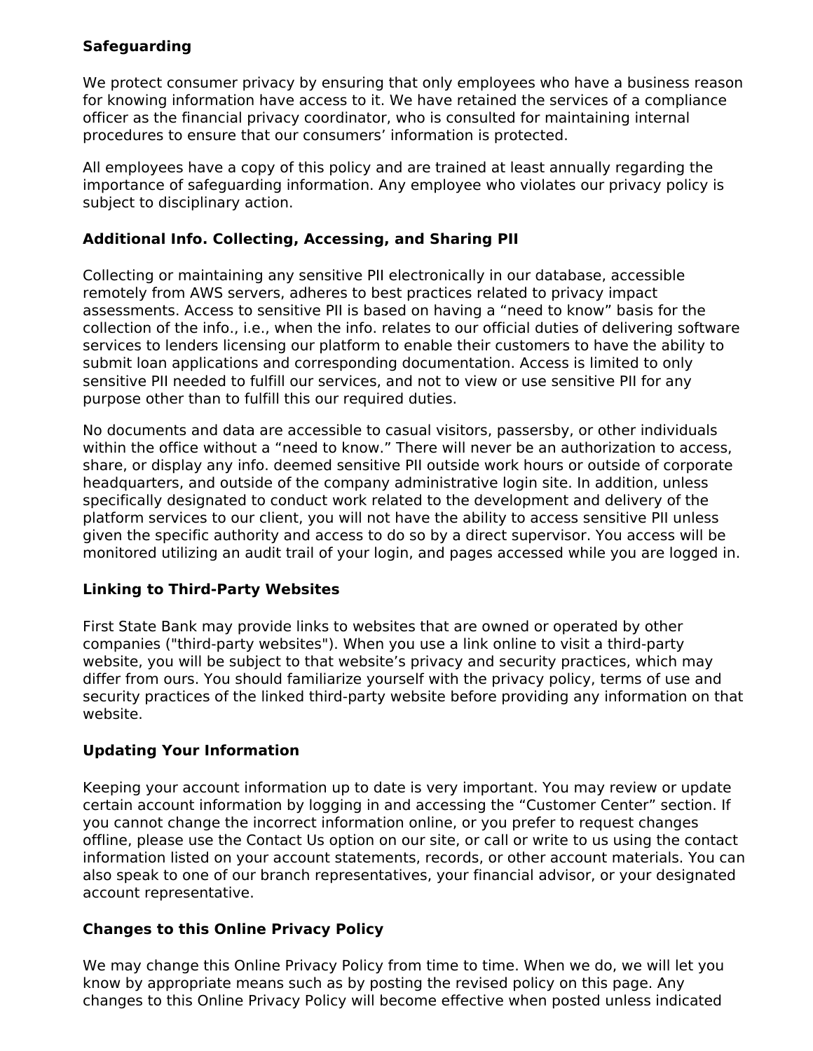**Safeguarding**

We protect consumer privacy by ensuring that only employees who have a business reason for knowing information have access to it. We have retained the services of a compliance officer as the financial privacy coordinator, who is consulted for maintaining internal procedures to ensure that our consumers' information is protected.

All employees have a copy of this policy and are trained at least annually regarding the importance of safeguarding information. Any employee who violates our privacy policy is subject to disciplinary action.

**Additional Info. Collecting, Accessing, and Sharing PII**

Collecting or maintaining any sensitive PII electronically in our database, accessible remotely from AWS servers, adheres to best practices related to privacy impact assessments. Access to sensitive PII is based on having a "need to know" basis for the collection of the info., i.e., when the info. relates to our official duties of delivering software services to lenders licensing our platform to enable their customers to have the ability to submit loan applications and corresponding documentation. Access is limited to only sensitive PII needed to fulfill our services, and not to view or use sensitive PII for any purpose other than to fulfill this our required duties.

No documents and data are accessible to casual visitors, passersby, or other individuals within the office without a "need to know." There will never be an authorization to access, share, or display any info. deemed sensitive PII outside work hours or outside of corporate headquarters, and outside of the company administrative login site. In addition, unless specifically designated to conduct work related to the development and delivery of the platform services to our client, you will not have the ability to access sensitive PII unless given the specific authority and access to do so by a direct supervisor. You access will be monitored utilizing an audit trail of your login, and pages accessed while you are logged in.

**Linking to Third-Party Websites**

First State Bank may provide links to websites that are owned or operated by other companies ("third-party websites"). When you use a link online to visit a third-party website, you will be subject to that website's privacy and security practices, which may differ from ours. You should familiarize yourself with the privacy policy, terms of use and security practices of the linked third-party website before providing any information on that website.

**Updating Your Information**

Keeping your account information up to date is very important. You may review or update certain account information by logging in and accessing the "Customer Center" section. If you cannot change the incorrect information online, or you prefer to request changes offline, please use the Contact Us option on our site, or call or write to us using the contact information listed on your account statements, records, or other account materials. You can also speak to one of our branch representatives, your financial advisor, or your designated account representative.

**Changes to this Online Privacy Policy**

We may change this Online Privacy Policy from time to time. When we do, we will let you know by appropriate means such as by posting the revised policy on this page. Any changes to this Online Privacy Policy will become effective when posted unless indicated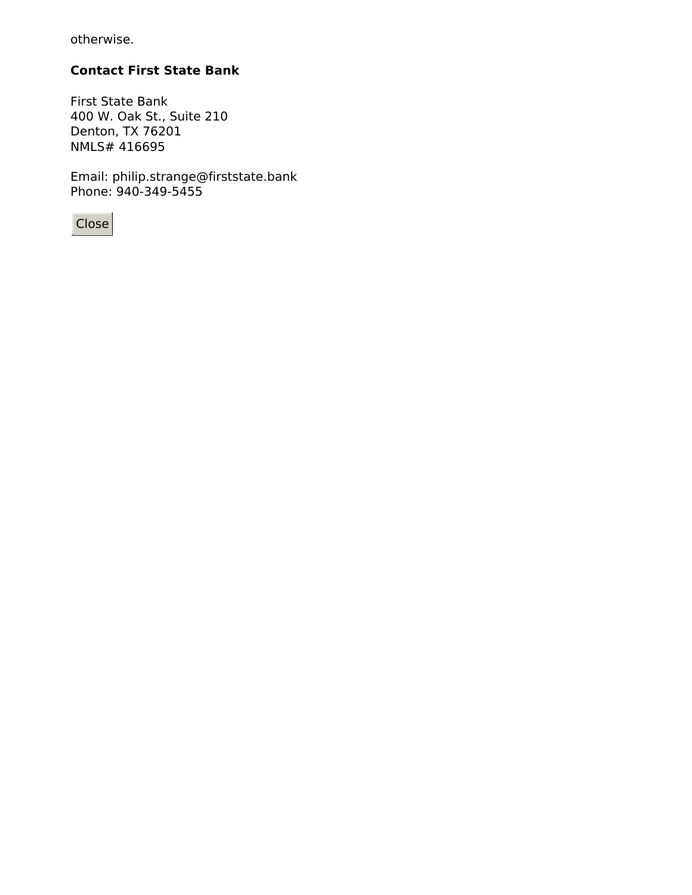otherwise.

**Contact First State Bank**

First State Bank
400 W. Oak St., Suite 210
Denton, TX 76201
NMLS# 416695

Email: philip.strange@firststate.bank
Phone: 940-349-5455

Close